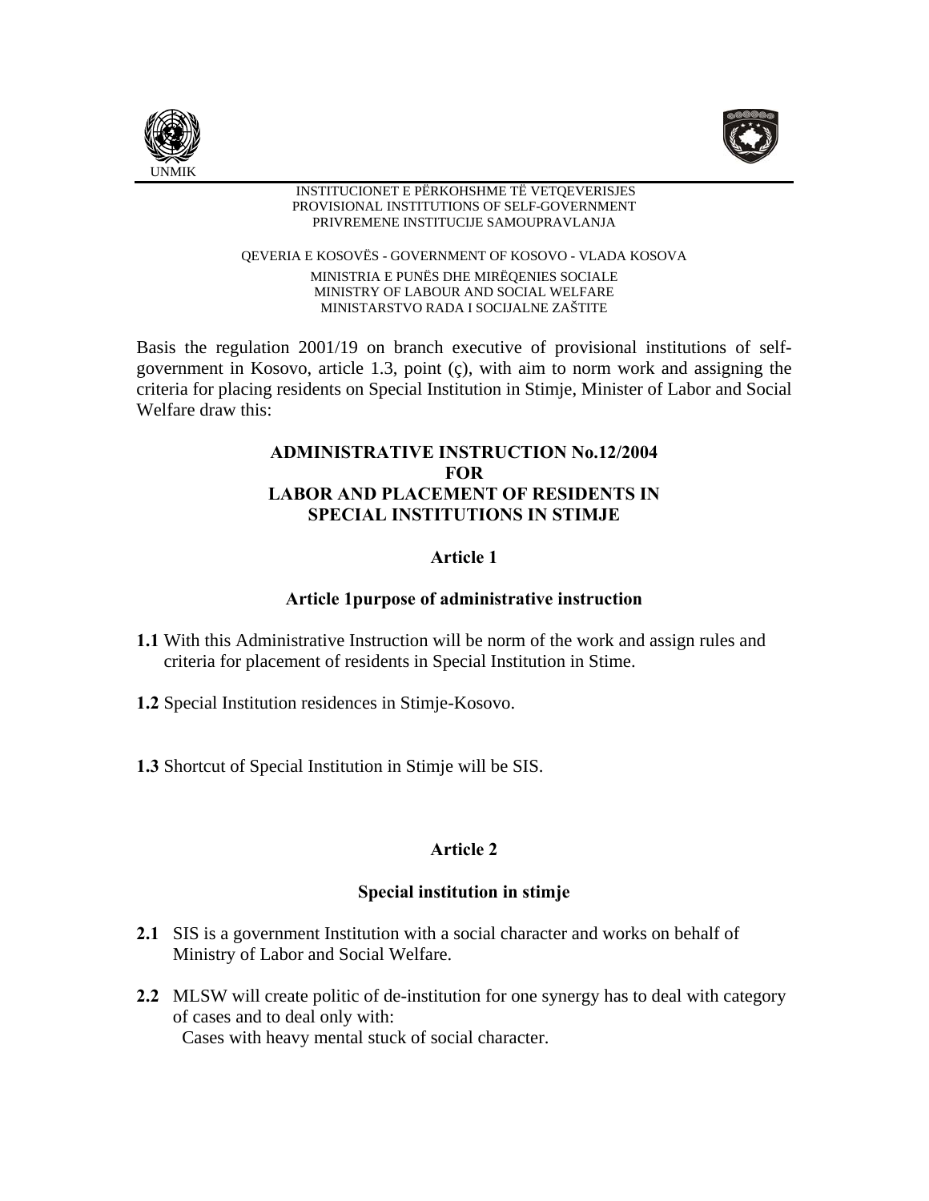UNMIK

INSTITUCIONET E PËRKOHSHME TË VETQEVERISJES
PROVISIONAL INSTITUTIONS OF SELF-GOVERNMENT
PRIVREMENE INSTITUCIJE SAMOUPRAVLANJA

QEVERIA E KOSOVËS - GOVERNMENT OF KOSOVO - VLADA KOSOVA

MINISTRIA E PUNËS DHE MIRËQENIES SOCIALE
MINISTRY OF LABOUR AND SOCIAL WELFARE
MINISTARSTVO RADA I SOCIJALNE ZAŠTITE

Basis the regulation 2001/19 on branch executive of provisional institutions of self-government in Kosovo, article 1.3, point (ç), with aim to norm work and assigning the criteria for placing residents on Special Institution in Stimje, Minister of Labor and Social Welfare draw this:

# ADMINISTRATIVE INSTRUCTION No.12/2004 FOR LABOR AND PLACEMENT OF RESIDENTS IN SPECIAL INSTITUTIONS IN STIMJE

## Article 1

### Article 1purpose of administrative instruction

**1.1** With this Administrative Instruction will be norm of the work and assign rules and criteria for placement of residents in Special Institution in Stime.

**1.2** Special Institution residences in Stimje-Kosovo.

**1.3** Shortcut of Special Institution in Stimje will be SIS.

## Article 2

### Special institution in stimje

**2.1** SIS is a government Institution with a social character and works on behalf of Ministry of Labor and Social Welfare.

**2.2** MLSW will create politic of de-institution for one synergy has to deal with category of cases and to deal only with:
Cases with heavy mental stuck of social character.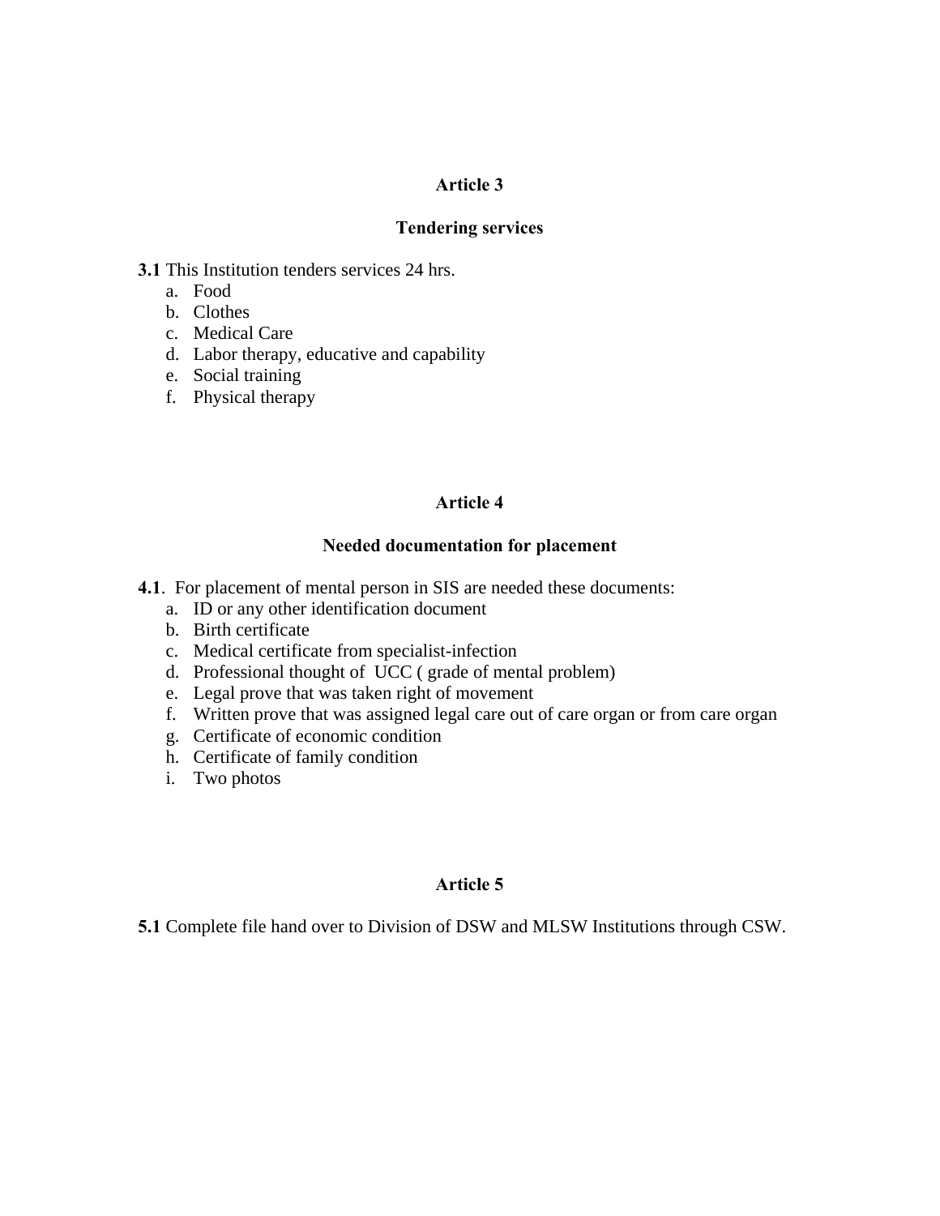## Article 3

## Tendering services

**3.1** This Institution tenders services 24 hrs.

a. Food
b. Clothes
c. Medical Care
d. Labor therapy, educative and capability
e. Social training
f. Physical therapy

## Article 4

## Needed documentation for placement

**4.1**. For placement of mental person in SIS are needed these documents:

a. ID or any other identification document
b. Birth certificate
c. Medical certificate from specialist-infection
d. Professional thought of UCC ( grade of mental problem)
e. Legal prove that was taken right of movement
f. Written prove that was assigned legal care out of care organ or from care organ
g. Certificate of economic condition
h. Certificate of family condition
i. Two photos

## Article 5

**5.1** Complete file hand over to Division of DSW and MLSW Institutions through CSW.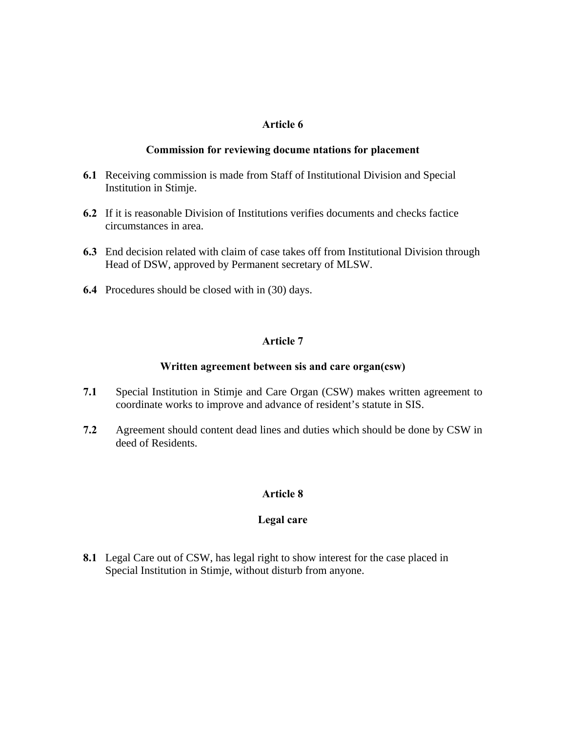## Article 6

### Commission for reviewing docume ntations for placement

**6.1** Receiving commission is made from Staff of Institutional Division and Special Institution in Stimje.

**6.2** If it is reasonable Division of Institutions verifies documents and checks factice circumstances in area.

**6.3** End decision related with claim of case takes off from Institutional Division through Head of DSW, approved by Permanent secretary of MLSW.

**6.4** Procedures should be closed with in (30) days.

## Article 7

### Written agreement between sis and care organ(csw)

**7.1** Special Institution in Stimje and Care Organ (CSW) makes written agreement to coordinate works to improve and advance of resident's statute in SIS.

**7.2** Agreement should content dead lines and duties which should be done by CSW in deed of Residents.

## Article 8

### Legal care

**8.1** Legal Care out of CSW, has legal right to show interest for the case placed in Special Institution in Stimje, without disturb from anyone.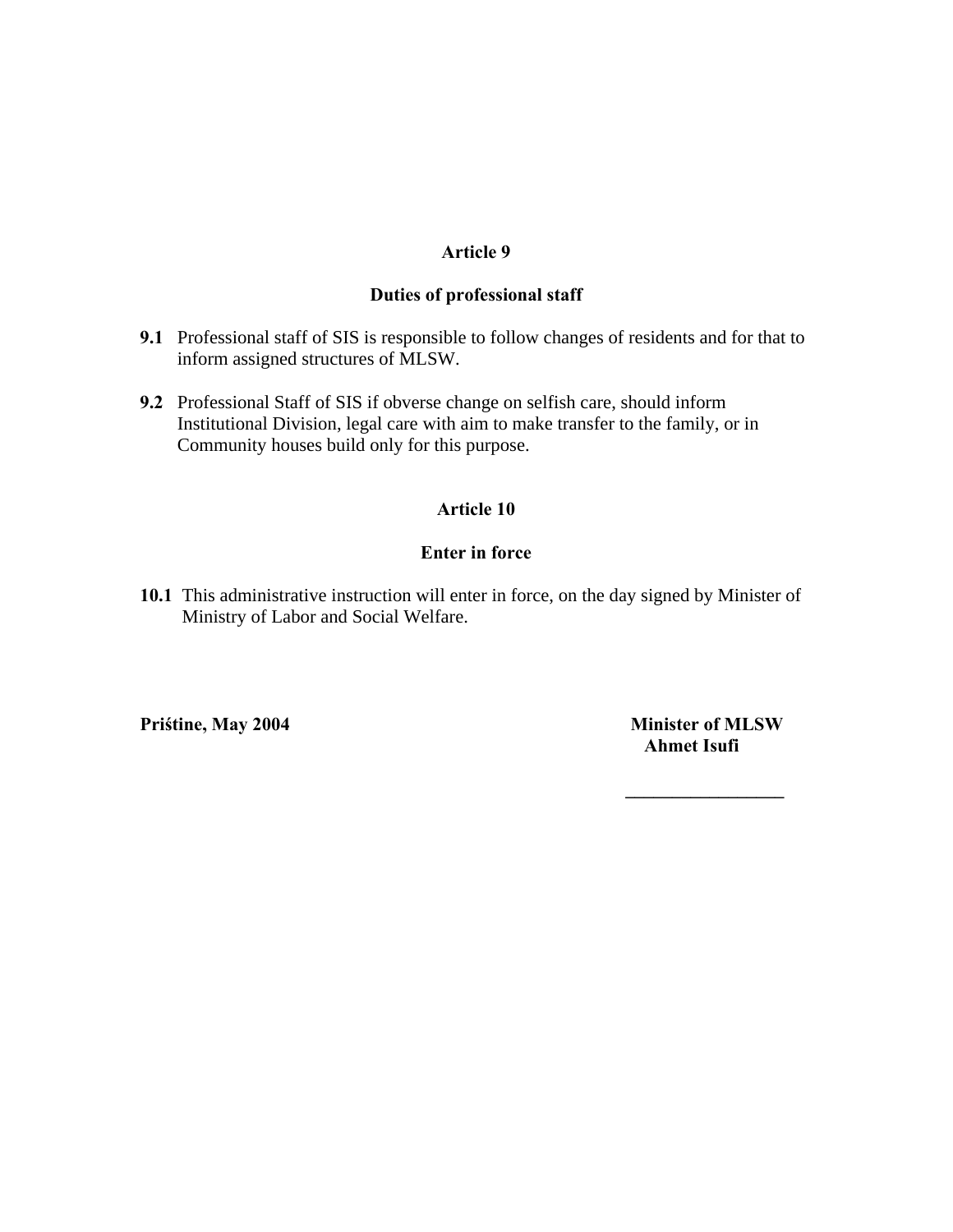## Article 9

## Duties of professional staff

**9.1** Professional staff of SIS is responsible to follow changes of residents and for that to inform assigned structures of MLSW.

**9.2** Professional Staff of SIS if obverse change on selfish care, should inform Institutional Division, legal care with aim to make transfer to the family, or in Community houses build only for this purpose.

## Article 10

## Enter in force

**10.1** This administrative instruction will enter in force, on the day signed by Minister of Ministry of Labor and Social Welfare.

**Priśtine, May 2004**

**Minister of MLSW**
**Ahmet Isufi**

\_\_\_\_\_\_\_\_\_\_\_\_\_\_\_\_\_\_